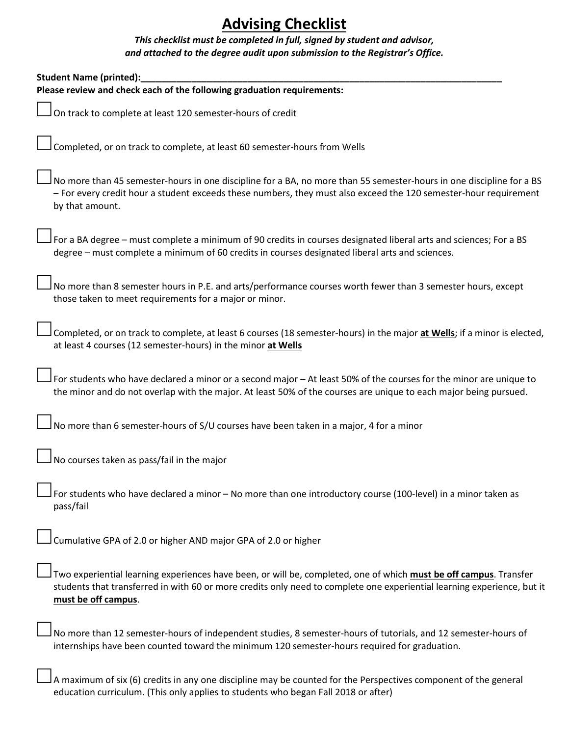# Advising Checklist

***This checklist must be completed in full, signed by student and advisor, and attached to the degree audit upon submission to the Registrar's Office.***

**Student Name (printed):_______________________________________________________________________________**

**Please review and check each of the following graduation requirements:**

- [ ] On track to complete at least 120 semester-hours of credit

- [ ] Completed, or on track to complete, at least 60 semester-hours from Wells

- [ ] No more than 45 semester-hours in one discipline for a BA, no more than 55 semester-hours in one discipline for a BS – For every credit hour a student exceeds these numbers, they must also exceed the 120 semester-hour requirement by that amount.

- [ ] For a BA degree – must complete a minimum of 90 credits in courses designated liberal arts and sciences; For a BS degree – must complete a minimum of 60 credits in courses designated liberal arts and sciences.

- [ ] No more than 8 semester hours in P.E. and arts/performance courses worth fewer than 3 semester hours, except those taken to meet requirements for a major or minor.

- [ ] Completed, or on track to complete, at least 6 courses (18 semester-hours) in the major **<u>at Wells</u>**; if a minor is elected, at least 4 courses (12 semester-hours) in the minor **<u>at Wells</u>**

- [ ] For students who have declared a minor or a second major – At least 50% of the courses for the minor are unique to the minor and do not overlap with the major. At least 50% of the courses are unique to each major being pursued.

- [ ] No more than 6 semester-hours of S/U courses have been taken in a major, 4 for a minor

- [ ] No courses taken as pass/fail in the major

- [ ] For students who have declared a minor – No more than one introductory course (100-level) in a minor taken as pass/fail

- [ ] Cumulative GPA of 2.0 or higher AND major GPA of 2.0 or higher

- [ ] Two experiential learning experiences have been, or will be, completed, one of which **<u>must be off campus</u>**. Transfer students that transferred in with 60 or more credits only need to complete one experiential learning experience, but it **<u>must be off campus</u>**.

- [ ] No more than 12 semester-hours of independent studies, 8 semester-hours of tutorials, and 12 semester-hours of internships have been counted toward the minimum 120 semester-hours required for graduation.

- [ ] A maximum of six (6) credits in any one discipline may be counted for the Perspectives component of the general education curriculum. (This only applies to students who began Fall 2018 or after)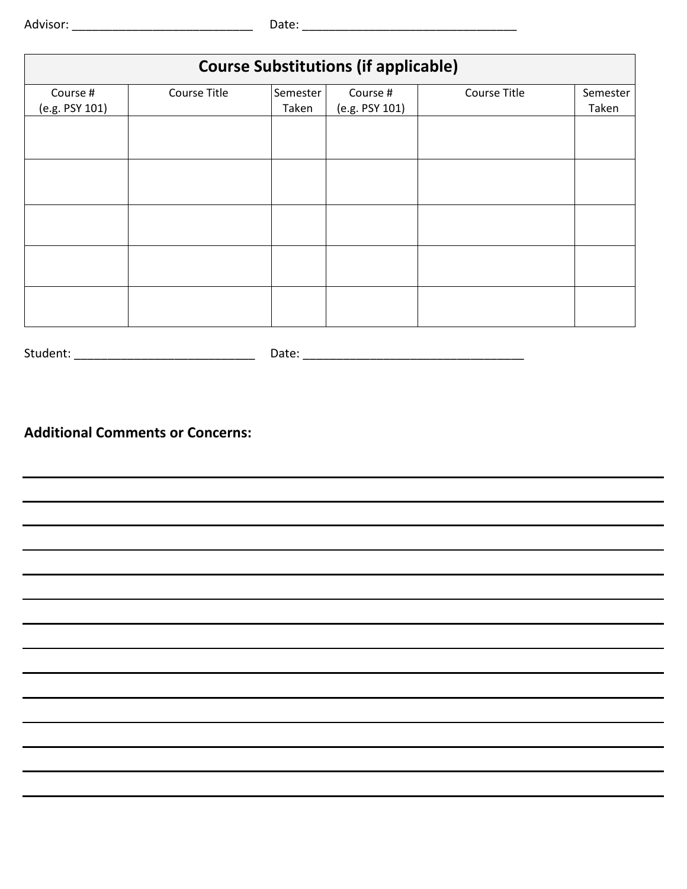Advisor: ___________________________ Date: _________________________________

| Course Substitutions (if applicable) | | | | | |
|---|---|---|---|---|---|
| Course # (e.g. PSY 101) | Course Title | Semester Taken | Course # (e.g. PSY 101) | Course Title | Semester Taken |
| | | | | | |
| | | | | | |
| | | | | | |
| | | | | | |
| | | | | | |

Student: ____________________________ Date: __________________________________

**Additional Comments or Concerns:**

______________________________________________________________________________

______________________________________________________________________________

______________________________________________________________________________

______________________________________________________________________________

______________________________________________________________________________

______________________________________________________________________________

______________________________________________________________________________

______________________________________________________________________________

______________________________________________________________________________

______________________________________________________________________________

______________________________________________________________________________

______________________________________________________________________________

______________________________________________________________________________

______________________________________________________________________________